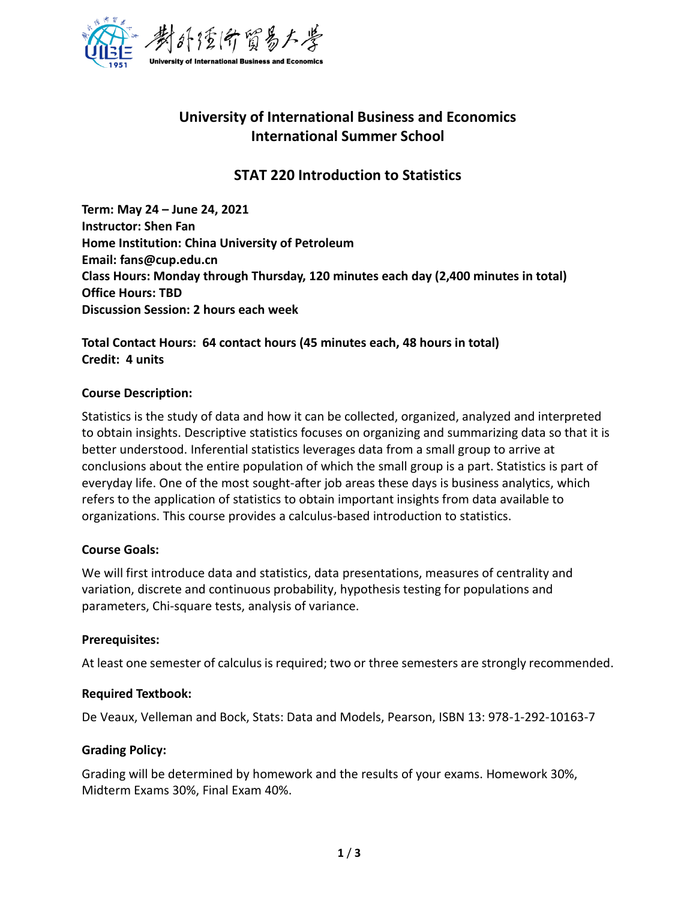# University of International Business and Economics
# International Summer School

## STAT 220 Introduction to Statistics

**Term: May 24 – June 24, 2021**
**Instructor: Shen Fan**
**Home Institution: China University of Petroleum**
**Email: fans@cup.edu.cn**
**Class Hours: Monday through Thursday, 120 minutes each day (2,400 minutes in total)**
**Office Hours: TBD**
**Discussion Session: 2 hours each week**

**Total Contact Hours: 64 contact hours (45 minutes each, 48 hours in total)**
**Credit: 4 units**

### Course Description:

Statistics is the study of data and how it can be collected, organized, analyzed and interpreted to obtain insights. Descriptive statistics focuses on organizing and summarizing data so that it is better understood. Inferential statistics leverages data from a small group to arrive at conclusions about the entire population of which the small group is a part. Statistics is part of everyday life. One of the most sought-after job areas these days is business analytics, which refers to the application of statistics to obtain important insights from data available to organizations. This course provides a calculus-based introduction to statistics.

### Course Goals:

We will first introduce data and statistics, data presentations, measures of centrality and variation, discrete and continuous probability, hypothesis testing for populations and parameters, Chi-square tests, analysis of variance.

### Prerequisites:

At least one semester of calculus is required; two or three semesters are strongly recommended.

### Required Textbook:

De Veaux, Velleman and Bock, Stats: Data and Models, Pearson, ISBN 13: 978-1-292-10163-7

### Grading Policy:

Grading will be determined by homework and the results of your exams. Homework 30%, Midterm Exams 30%, Final Exam 40%.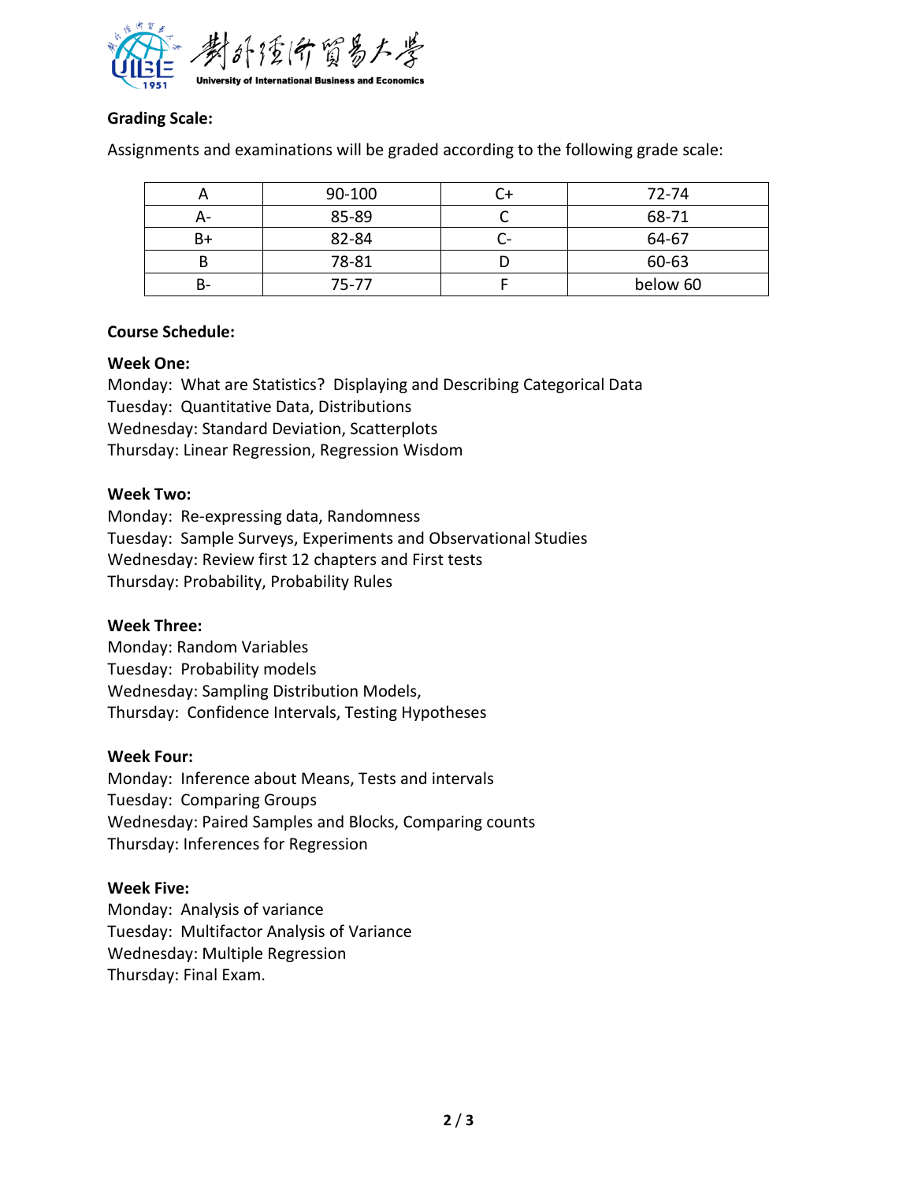**Grading Scale:**

Assignments and examinations will be graded according to the following grade scale:

| A | 90-100 | C+ | 72-74 |
|---|---|---|---|
| A- | 85-89 | C | 68-71 |
| B+ | 82-84 | C- | 64-67 |
| B | 78-81 | D | 60-63 |
| B- | 75-77 | F | below 60 |

**Course Schedule:**

**Week One:**
Monday: What are Statistics? Displaying and Describing Categorical Data
Tuesday: Quantitative Data, Distributions
Wednesday: Standard Deviation, Scatterplots
Thursday: Linear Regression, Regression Wisdom

**Week Two:**
Monday: Re-expressing data, Randomness
Tuesday: Sample Surveys, Experiments and Observational Studies
Wednesday: Review first 12 chapters and First tests
Thursday: Probability, Probability Rules

**Week Three:**
Monday: Random Variables
Tuesday: Probability models
Wednesday: Sampling Distribution Models,
Thursday: Confidence Intervals, Testing Hypotheses

**Week Four:**
Monday: Inference about Means, Tests and intervals
Tuesday: Comparing Groups
Wednesday: Paired Samples and Blocks, Comparing counts
Thursday: Inferences for Regression

**Week Five:**
Monday: Analysis of variance
Tuesday: Multifactor Analysis of Variance
Wednesday: Multiple Regression
Thursday: Final Exam.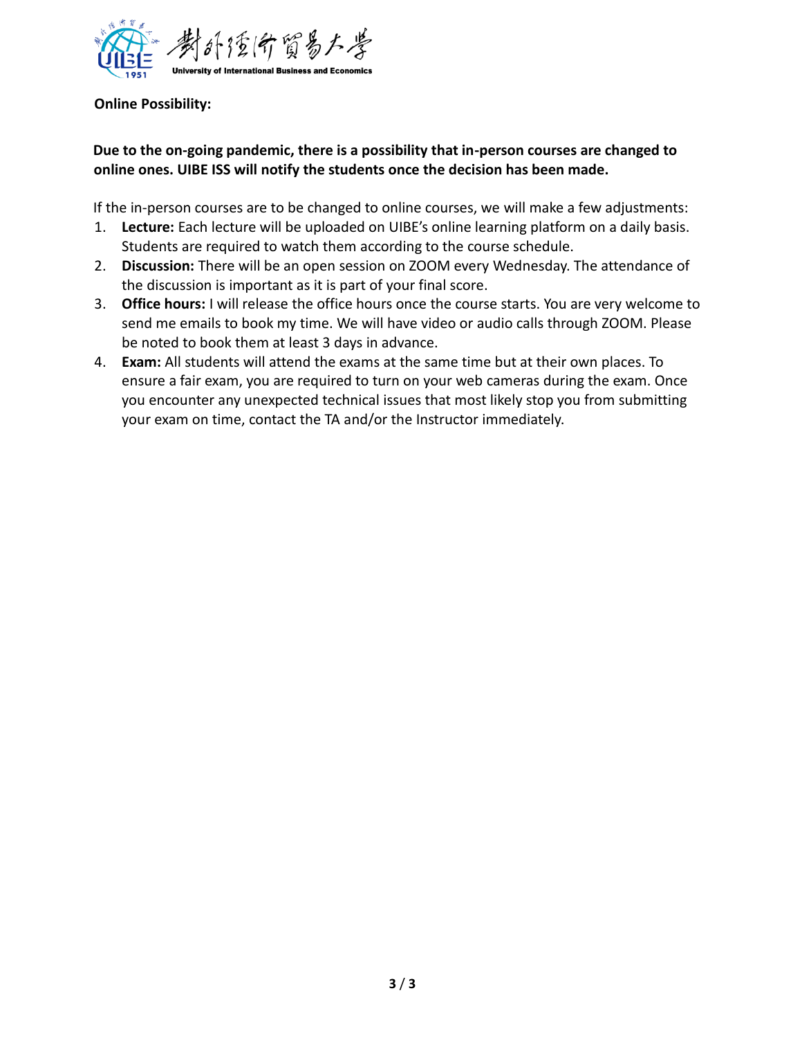**Online Possibility:**

**Due to the on-going pandemic, there is a possibility that in-person courses are changed to online ones. UIBE ISS will notify the students once the decision has been made.**

If the in-person courses are to be changed to online courses, we will make a few adjustments:

1. **Lecture:** Each lecture will be uploaded on UIBE's online learning platform on a daily basis. Students are required to watch them according to the course schedule.
2. **Discussion:** There will be an open session on ZOOM every Wednesday. The attendance of the discussion is important as it is part of your final score.
3. **Office hours:** I will release the office hours once the course starts. You are very welcome to send me emails to book my time. We will have video or audio calls through ZOOM. Please be noted to book them at least 3 days in advance.
4. **Exam:** All students will attend the exams at the same time but at their own places. To ensure a fair exam, you are required to turn on your web cameras during the exam. Once you encounter any unexpected technical issues that most likely stop you from submitting your exam on time, contact the TA and/or the Instructor immediately.